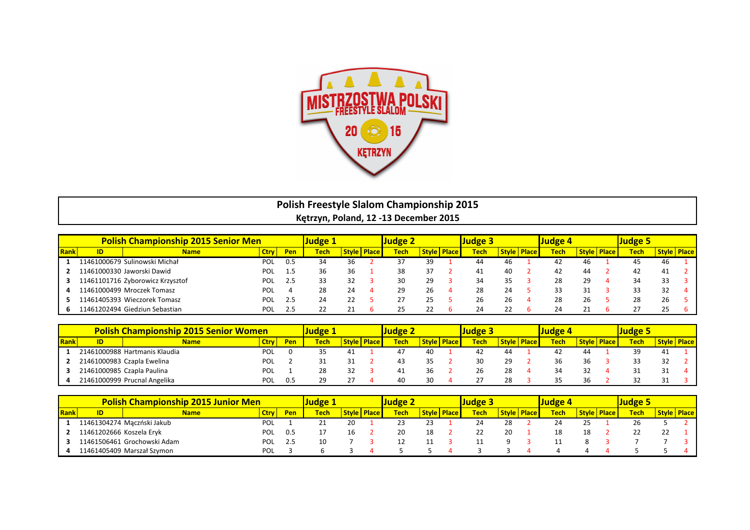# Polish Freestyle Slalom Championship 2015

**Kętrzyn, Poland, 12 -13 December 2015**

| Polish Championship 2015 Senior Men | | | | | Judge 1 | | | Judge 2 | | | Judge 3 | | | Judge 4 | | | Judge 5 | | |
|---|---|---|---|---|---|---|---|---|---|---|---|---|---|---|---|---|---|---|---|
| Rank | ID | Name | Ctry | Pen | Tech | Style | Place | Tech | Style | Place | Tech | Style | Place | Tech | Style | Place | Tech | Style | Place |
| 1 | 11461000679 | Sulinowski Michał | POL | 0.5 | 34 | 36 | 2 | 37 | 39 | 1 | 44 | 46 | 1 | 42 | 46 | 1 | 45 | 46 | 1 |
| 2 | 11461000330 | Jaworski Dawid | POL | 1.5 | 36 | 36 | 1 | 38 | 37 | 2 | 41 | 40 | 2 | 42 | 44 | 2 | 42 | 41 | 2 |
| 3 | 11461101716 | Zyborowicz Krzysztof | POL | 2.5 | 33 | 32 | 3 | 30 | 29 | 3 | 34 | 35 | 3 | 28 | 29 | 4 | 34 | 33 | 3 |
| 4 | 11461000499 | Mroczek Tomasz | POL | 4 | 28 | 24 | 4 | 29 | 26 | 4 | 28 | 24 | 5 | 33 | 31 | 3 | 33 | 32 | 4 |
| 5 | 11461405393 | Wieczorek Tomasz | POL | 2.5 | 24 | 22 | 5 | 27 | 25 | 5 | 26 | 26 | 4 | 28 | 26 | 5 | 28 | 26 | 5 |
| 6 | 11461202494 | Giedziun Sebastian | POL | 2.5 | 22 | 21 | 6 | 25 | 22 | 6 | 24 | 22 | 6 | 24 | 21 | 6 | 27 | 25 | 6 |

| Polish Championship 2015 Senior Women | | | | | Judge 1 | | | Judge 2 | | | Judge 3 | | | Judge 4 | | | Judge 5 | | |
|---|---|---|---|---|---|---|---|---|---|---|---|---|---|---|---|---|---|---|---|
| Rank | ID | Name | Ctry | Pen | Tech | Style | Place | Tech | Style | Place | Tech | Style | Place | Tech | Style | Place | Tech | Style | Place |
| 1 | 21461000988 | Hartmanis Klaudia | POL | 0 | 35 | 41 | 1 | 47 | 40 | 1 | 42 | 44 | 1 | 42 | 44 | 1 | 39 | 41 | 1 |
| 2 | 21461000983 | Czapla Ewelina | POL | 2 | 31 | 31 | 2 | 43 | 35 | 2 | 30 | 29 | 2 | 36 | 36 | 3 | 33 | 32 | 2 |
| 3 | 21461000985 | Czapla Paulina | POL | 1 | 28 | 32 | 3 | 41 | 36 | 2 | 26 | 28 | 4 | 34 | 32 | 4 | 31 | 31 | 4 |
| 4 | 21461000999 | Prucnal Angelika | POL | 0.5 | 29 | 27 | 4 | 40 | 30 | 4 | 27 | 28 | 3 | 35 | 36 | 2 | 32 | 31 | 3 |

| Polish Championship 2015 Junior Men | | | | | Judge 1 | | | Judge 2 | | | Judge 3 | | | Judge 4 | | | Judge 5 | | |
|---|---|---|---|---|---|---|---|---|---|---|---|---|---|---|---|---|---|---|---|
| Rank | ID | Name | Ctry | Pen | Tech | Style | Place | Tech | Style | Place | Tech | Style | Place | Tech | Style | Place | Tech | Style | Place |
| 1 | 11461304274 | Mączński Jakub | POL | 1 | 21 | 20 | 1 | 23 | 23 | 1 | 24 | 28 | 2 | 24 | 25 | 1 | 26 | 5 | 2 |
| 2 | 11461202666 | Koszela Eryk | POL | 0.5 | 17 | 16 | 2 | 20 | 18 | 2 | 22 | 20 | 1 | 18 | 18 | 2 | 22 | 22 | 1 |
| 3 | 11461506461 | Grochowski Adam | POL | 2.5 | 10 | 7 | 3 | 12 | 11 | 3 | 11 | 9 | 3 | 11 | 8 | 3 | 7 | 7 | 3 |
| 4 | 11461405409 | Marszał Szymon | POL | 3 | 6 | 3 | 4 | 5 | 5 | 4 | 3 | 3 | 4 | 4 | 4 | 4 | 5 | 5 | 4 |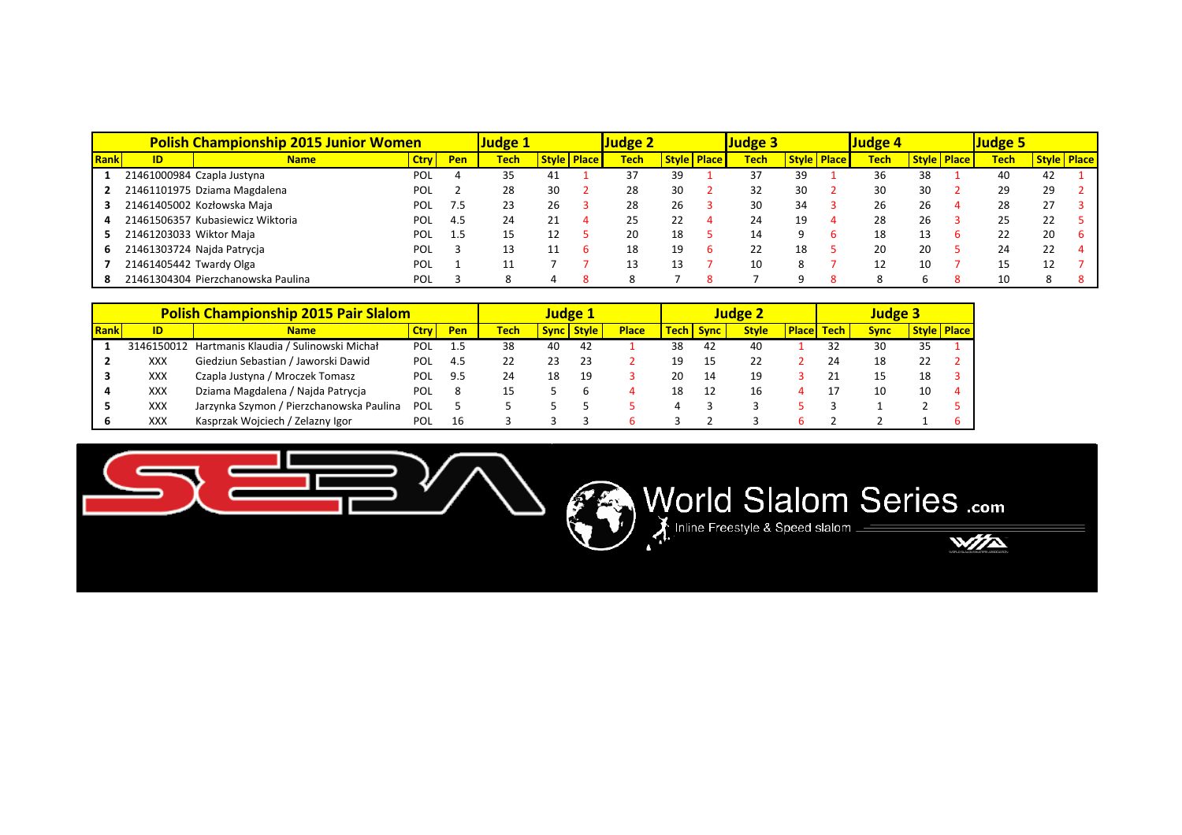| Polish Championship 2015 Junior Women | | | | | Judge 1 | | | Judge 2 | | | Judge 3 | | | Judge 4 | | | Judge 5 | | |
|---|---|---|---|---|---|---|---|---|---|---|---|---|---|---|---|---|---|---|---|
| Rank | ID | Name | Ctry | Pen | Tech | Style | Place | Tech | Style | Place | Tech | Style | Place | Tech | Style | Place | Tech | Style | Place |
| 1 | 21461000984 | Czapla Justyna | POL | 4 | 35 | 41 | 1 | 37 | 39 | 1 | 37 | 39 | 1 | 36 | 38 | 1 | 40 | 42 | 1 |
| 2 | 21461101975 | Dziama Magdalena | POL | 2 | 28 | 30 | 2 | 28 | 30 | 2 | 32 | 30 | 2 | 30 | 30 | 2 | 29 | 29 | 2 |
| 3 | 21461405002 | Kozłowska Maja | POL | 7.5 | 23 | 26 | 3 | 28 | 26 | 3 | 30 | 34 | 3 | 26 | 26 | 4 | 28 | 27 | 3 |
| 4 | 21461506357 | Kubasiewicz Wiktoria | POL | 4.5 | 24 | 21 | 4 | 25 | 22 | 4 | 24 | 19 | 4 | 28 | 26 | 3 | 25 | 22 | 5 |
| 5 | 21461203033 | Wiktor Maja | POL | 1.5 | 15 | 12 | 5 | 20 | 18 | 5 | 14 | 9 | 6 | 18 | 13 | 6 | 22 | 20 | 6 |
| 6 | 21461303724 | Najda Patrycja | POL | 3 | 13 | 11 | 6 | 18 | 19 | 6 | 22 | 18 | 5 | 20 | 20 | 5 | 24 | 22 | 4 |
| 7 | 21461405442 | Twardy Olga | POL | 1 | 11 | 7 | 7 | 13 | 13 | 7 | 10 | 8 | 7 | 12 | 10 | 7 | 15 | 12 | 7 |
| 8 | 21461304304 | Pierzchanowska Paulina | POL | 3 | 8 | 4 | 8 | 8 | 7 | 8 | 7 | 9 | 8 | 8 | 6 | 8 | 10 | 8 | 8 |

| Polish Championship 2015 Pair Slalom | | | | | Judge 1 | | | | Judge 2 | | | | Judge 3 | | | |
|---|---|---|---|---|---|---|---|---|---|---|---|---|---|---|---|---|
| Rank | ID | Name | Ctry | Pen | Tech | Sync | Style | Place | Tech | Sync | Style | Place | Tech | Sync | Style | Place |
| 1 | 3146150012 | Hartmanis Klaudia / Sulinowski Michał | POL | 1.5 | 38 | 40 | 42 | 1 | 38 | 42 | 40 | 1 | 32 | 30 | 35 | 1 |
| 2 | XXX | Giedziun Sebastian / Jaworski Dawid | POL | 4.5 | 22 | 23 | 23 | 2 | 19 | 15 | 22 | 2 | 24 | 18 | 22 | 2 |
| 3 | XXX | Czapla Justyna / Mroczek Tomasz | POL | 9.5 | 24 | 18 | 19 | 3 | 20 | 14 | 19 | 3 | 21 | 15 | 18 | 3 |
| 4 | XXX | Dziama Magdalena / Najda Patrycja | POL | 8 | 15 | 5 | 6 | 4 | 18 | 12 | 16 | 4 | 17 | 10 | 10 | 4 |
| 5 | XXX | Jarzynka Szymon / Pierzchanowska Paulina | POL | 5 | 5 | 5 | 5 | 5 | 4 | 3 | 3 | 5 | 3 | 1 | 2 | 5 |
| 6 | XXX | Kasprzak Wojciech / Zelazny Igor | POL | 16 | 3 | 3 | 3 | 6 | 3 | 2 | 3 | 6 | 2 | 2 | 1 | 6 |

SEBA

World Slalom Series .com

Inline Freestyle & Speed slalom